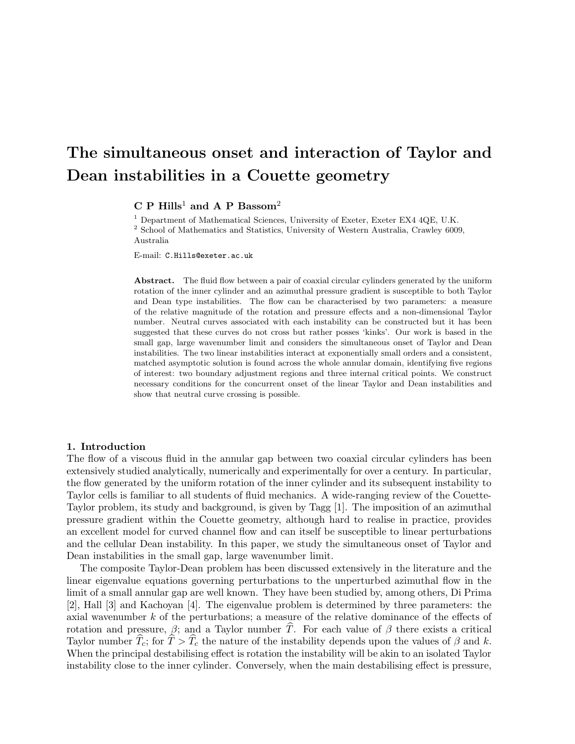# The simultaneous onset and interaction of Taylor and Dean instabilities in a Couette geometry

**C P Hills**[1] **and A P Bassom**[2]

[1] Department of Mathematical Sciences, University of Exeter, Exeter EX4 4QE, U.K.
[2] School of Mathematics and Statistics, University of Western Australia, Crawley 6009, Australia

E-mail: `C.Hills@exeter.ac.uk`

**Abstract.** The fluid flow between a pair of coaxial circular cylinders generated by the uniform rotation of the inner cylinder and an azimuthal pressure gradient is susceptible to both Taylor and Dean type instabilities. The flow can be characterised by two parameters: a measure of the relative magnitude of the rotation and pressure effects and a non-dimensional Taylor number. Neutral curves associated with each instability can be constructed but it has been suggested that these curves do not cross but rather posses 'kinks'. Our work is based in the small gap, large wavenumber limit and considers the simultaneous onset of Taylor and Dean instabilities. The two linear instabilities interact at exponentially small orders and a consistent, matched asymptotic solution is found across the whole annular domain, identifying five regions of interest: two boundary adjustment regions and three internal critical points. We construct necessary conditions for the concurrent onset of the linear Taylor and Dean instabilities and show that neutral curve crossing is possible.

## 1. Introduction

The flow of a viscous fluid in the annular gap between two coaxial circular cylinders has been extensively studied analytically, numerically and experimentally for over a century. In particular, the flow generated by the uniform rotation of the inner cylinder and its subsequent instability to Taylor cells is familiar to all students of fluid mechanics. A wide-ranging review of the Couette-Taylor problem, its study and background, is given by Tagg [1]. The imposition of an azimuthal pressure gradient within the Couette geometry, although hard to realise in practice, provides an excellent model for curved channel flow and can itself be susceptible to linear perturbations and the cellular Dean instability. In this paper, we study the simultaneous onset of Taylor and Dean instabilities in the small gap, large wavenumber limit.

The composite Taylor-Dean problem has been discussed extensively in the literature and the linear eigenvalue equations governing perturbations to the unperturbed azimuthal flow in the limit of a small annular gap are well known. They have been studied by, among others, Di Prima [2], Hall [3] and Kachoyan [4]. The eigenvalue problem is determined by three parameters: the axial wavenumber $k$ of the perturbations; a measure of the relative dominance of the effects of rotation and pressure, $\beta$; and a Taylor number $\widehat{T}$. For each value of $\beta$ there exists a critical Taylor number $\widehat{T}_c$; for $\widehat{T} > \widehat{T}_c$ the nature of the instability depends upon the values of $\beta$ and $k$. When the principal destabilising effect is rotation the instability will be akin to an isolated Taylor instability close to the inner cylinder. Conversely, when the main destabilising effect is pressure,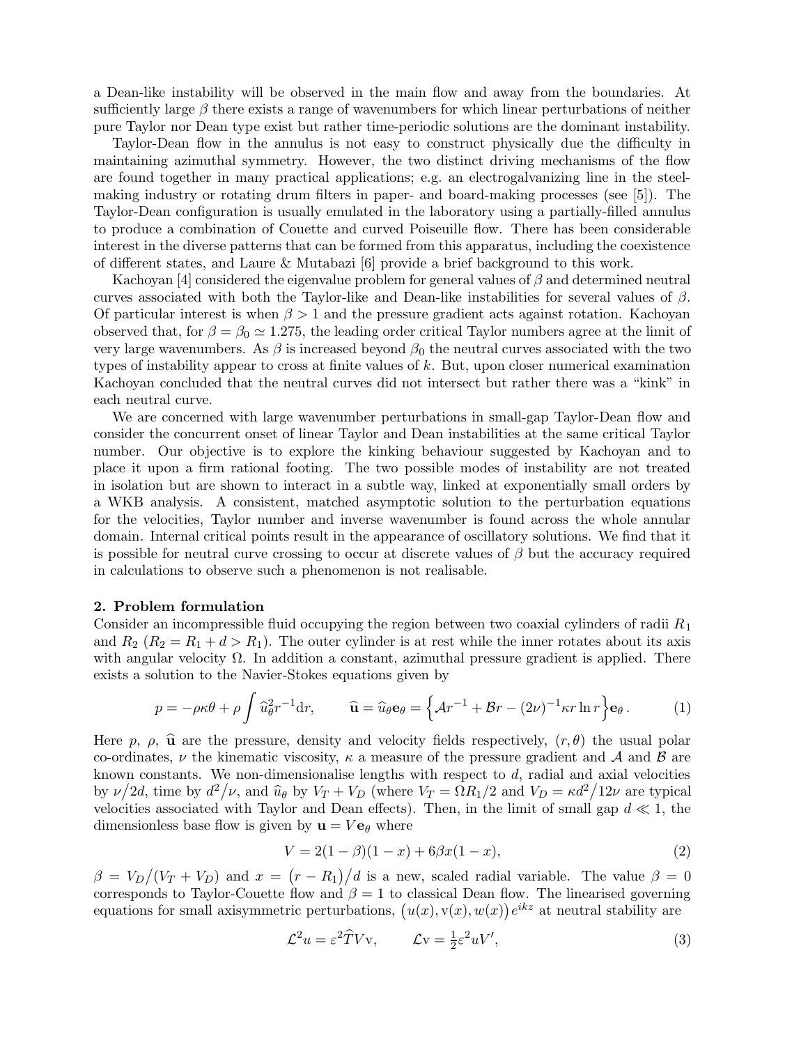a Dean-like instability will be observed in the main flow and away from the boundaries. At sufficiently large $\beta$ there exists a range of wavenumbers for which linear perturbations of neither pure Taylor nor Dean type exist but rather time-periodic solutions are the dominant instability.

Taylor-Dean flow in the annulus is not easy to construct physically due the difficulty in maintaining azimuthal symmetry. However, the two distinct driving mechanisms of the flow are found together in many practical applications; e.g. an electrogalvanizing line in the steel-making industry or rotating drum filters in paper- and board-making processes (see [5]). The Taylor-Dean configuration is usually emulated in the laboratory using a partially-filled annulus to produce a combination of Couette and curved Poiseuille flow. There has been considerable interest in the diverse patterns that can be formed from this apparatus, including the coexistence of different states, and Laure & Mutabazi [6] provide a brief background to this work.

Kachoyan [4] considered the eigenvalue problem for general values of $\beta$ and determined neutral curves associated with both the Taylor-like and Dean-like instabilities for several values of $\beta$. Of particular interest is when $\beta > 1$ and the pressure gradient acts against rotation. Kachoyan observed that, for $\beta = \beta_0 \simeq 1.275$, the leading order critical Taylor numbers agree at the limit of very large wavenumbers. As $\beta$ is increased beyond $\beta_0$ the neutral curves associated with the two types of instability appear to cross at finite values of $k$. But, upon closer numerical examination Kachoyan concluded that the neutral curves did not intersect but rather there was a "kink" in each neutral curve.

We are concerned with large wavenumber perturbations in small-gap Taylor-Dean flow and consider the concurrent onset of linear Taylor and Dean instabilities at the same critical Taylor number. Our objective is to explore the kinking behaviour suggested by Kachoyan and to place it upon a firm rational footing. The two possible modes of instability are not treated in isolation but are shown to interact in a subtle way, linked at exponentially small orders by a WKB analysis. A consistent, matched asymptotic solution to the perturbation equations for the velocities, Taylor number and inverse wavenumber is found across the whole annular domain. Internal critical points result in the appearance of oscillatory solutions. We find that it is possible for neutral curve crossing to occur at discrete values of $\beta$ but the accuracy required in calculations to observe such a phenomenon is not realisable.

## 2. Problem formulation

Consider an incompressible fluid occupying the region between two coaxial cylinders of radii $R_1$ and $R_2$ ($R_2 = R_1 + d > R_1$). The outer cylinder is at rest while the inner rotates about its axis with angular velocity $\Omega$. In addition a constant, azimuthal pressure gradient is applied. There exists a solution to the Navier-Stokes equations given by

$$p = -\rho\kappa\theta + \rho \int \widehat{u}_\theta^2 r^{-1} \mathrm{d}r, \qquad \widehat{\mathbf{u}} = \widehat{u}_\theta \mathbf{e}_\theta = \Big\{ \mathcal{A} r^{-1} + \mathcal{B} r - (2\nu)^{-1} \kappa r \ln r \Big\} \mathbf{e}_\theta . \tag{1}$$

Here $p$, $\rho$, $\widehat{\mathbf{u}}$ are the pressure, density and velocity fields respectively, $(r, \theta)$ the usual polar co-ordinates, $\nu$ the kinematic viscosity, $\kappa$ a measure of the pressure gradient and $\mathcal{A}$ and $\mathcal{B}$ are known constants. We non-dimensionalise lengths with respect to $d$, radial and axial velocities by $\nu/2d$, time by $d^2/\nu$, and $\widehat{u}_\theta$ by $V_T + V_D$ (where $V_T = \Omega R_1/2$ and $V_D = \kappa d^2/12\nu$ are typical velocities associated with Taylor and Dean effects). Then, in the limit of small gap $d \ll 1$, the dimensionless base flow is given by $\mathbf{u} = V\mathbf{e}_\theta$ where

$$V = 2(1 - \beta)(1 - x) + 6\beta x(1 - x), \tag{2}$$

$\beta = V_D/(V_T + V_D)$ and $x = (r - R_1)/d$ is a new, scaled radial variable. The value $\beta = 0$ corresponds to Taylor-Couette flow and $\beta = 1$ to classical Dean flow. The linearised governing equations for small axisymmetric perturbations, $\big(u(x), \mathrm{v}(x), w(x)\big) e^{ikz}$ at neutral stability are

$$\mathcal{L}^2 u = \varepsilon^2 \widehat{T} V \mathrm{v}, \qquad \mathcal{L}\mathrm{v} = \tfrac{1}{2}\varepsilon^2 u V', \tag{3}$$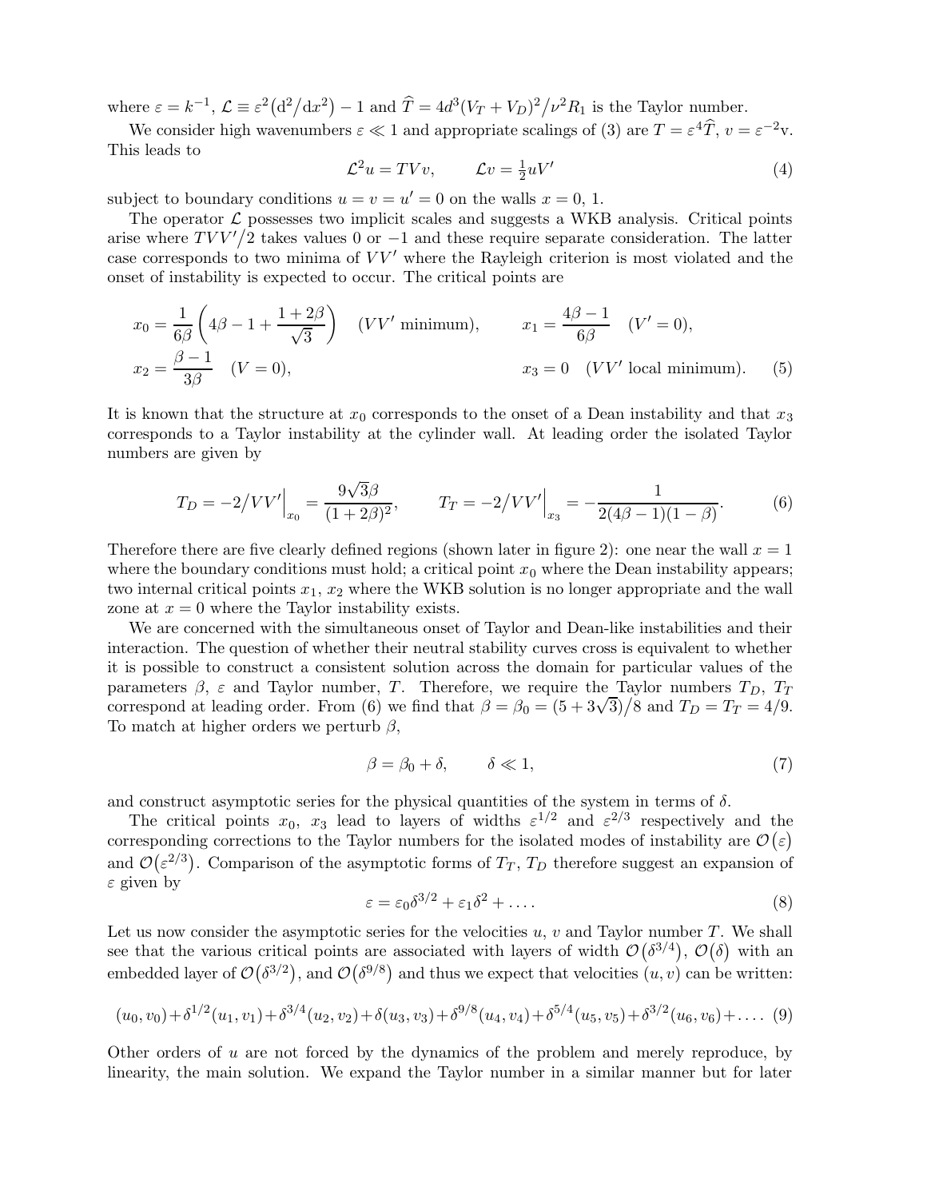where $\varepsilon = k^{-1}$, $\mathcal{L} \equiv \varepsilon^2\big(\mathrm{d}^2/\mathrm{d}x^2\big) - 1$ and $\widehat{T} = 4d^3(V_T + V_D)^2/\nu^2 R_1$ is the Taylor number.

We consider high wavenumbers $\varepsilon \ll 1$ and appropriate scalings of (3) are $T = \varepsilon^4 \widehat{T}$, $v = \varepsilon^{-2}\mathrm{v}$. This leads to

$$\mathcal{L}^2 u = TVv, \qquad \mathcal{L}v = \tfrac{1}{2}uV' \tag{4}$$

subject to boundary conditions $u = v = u' = 0$ on the walls $x = 0,\, 1$.

The operator $\mathcal{L}$ possesses two implicit scales and suggests a WKB analysis. Critical points arise where $TVV'/2$ takes values 0 or $-1$ and these require separate consideration. The latter case corresponds to two minima of $VV'$ where the Rayleigh criterion is most violated and the onset of instability is expected to occur. The critical points are

$$\begin{aligned}
x_0 &= \frac{1}{6\beta}\left(4\beta - 1 + \frac{1+2\beta}{\sqrt{3}}\right) \quad (VV' \text{ minimum}), \qquad & x_1 &= \frac{4\beta - 1}{6\beta} \quad (V' = 0),\\
x_2 &= \frac{\beta - 1}{3\beta} \quad (V = 0), & x_3 &= 0 \quad (VV' \text{ local minimum}).
\end{aligned} \tag{5}$$

It is known that the structure at $x_0$ corresponds to the onset of a Dean instability and that $x_3$ corresponds to a Taylor instability at the cylinder wall. At leading order the isolated Taylor numbers are given by

$$T_D = -2\big/VV'\Big|_{x_0} = \frac{9\sqrt{3}\beta}{(1+2\beta)^2}, \qquad T_T = -2\big/VV'\Big|_{x_3} = -\frac{1}{2(4\beta - 1)(1-\beta)}. \tag{6}$$

Therefore there are five clearly defined regions (shown later in figure 2): one near the wall $x = 1$ where the boundary conditions must hold; a critical point $x_0$ where the Dean instability appears; two internal critical points $x_1$, $x_2$ where the WKB solution is no longer appropriate and the wall zone at $x = 0$ where the Taylor instability exists.

We are concerned with the simultaneous onset of Taylor and Dean-like instabilities and their interaction. The question of whether their neutral stability curves cross is equivalent to whether it is possible to construct a consistent solution across the domain for particular values of the parameters $\beta$, $\varepsilon$ and Taylor number, $T$. Therefore, we require the Taylor numbers $T_D$, $T_T$ correspond at leading order. From (6) we find that $\beta = \beta_0 = (5 + 3\sqrt{3})/8$ and $T_D = T_T = 4/9$. To match at higher orders we perturb $\beta$,

$$\beta = \beta_0 + \delta, \qquad \delta \ll 1, \tag{7}$$

and construct asymptotic series for the physical quantities of the system in terms of $\delta$.

The critical points $x_0$, $x_3$ lead to layers of widths $\varepsilon^{1/2}$ and $\varepsilon^{2/3}$ respectively and the corresponding corrections to the Taylor numbers for the isolated modes of instability are $\mathcal{O}(\varepsilon)$ and $\mathcal{O}(\varepsilon^{2/3})$. Comparison of the asymptotic forms of $T_T$, $T_D$ therefore suggest an expansion of $\varepsilon$ given by

$$\varepsilon = \varepsilon_0\delta^{3/2} + \varepsilon_1\delta^2 + \ldots. \tag{8}$$

Let us now consider the asymptotic series for the velocities $u$, $v$ and Taylor number $T$. We shall see that the various critical points are associated with layers of width $\mathcal{O}(\delta^{3/4})$, $\mathcal{O}(\delta)$ with an embedded layer of $\mathcal{O}(\delta^{3/2})$, and $\mathcal{O}(\delta^{9/8})$ and thus we expect that velocities $(u, v)$ can be written:

$$(u_0, v_0) + \delta^{1/2}(u_1, v_1) + \delta^{3/4}(u_2, v_2) + \delta(u_3, v_3) + \delta^{9/8}(u_4, v_4) + \delta^{5/4}(u_5, v_5) + \delta^{3/2}(u_6, v_6) + \ldots. \tag{9}$$

Other orders of $u$ are not forced by the dynamics of the problem and merely reproduce, by linearity, the main solution. We expand the Taylor number in a similar manner but for later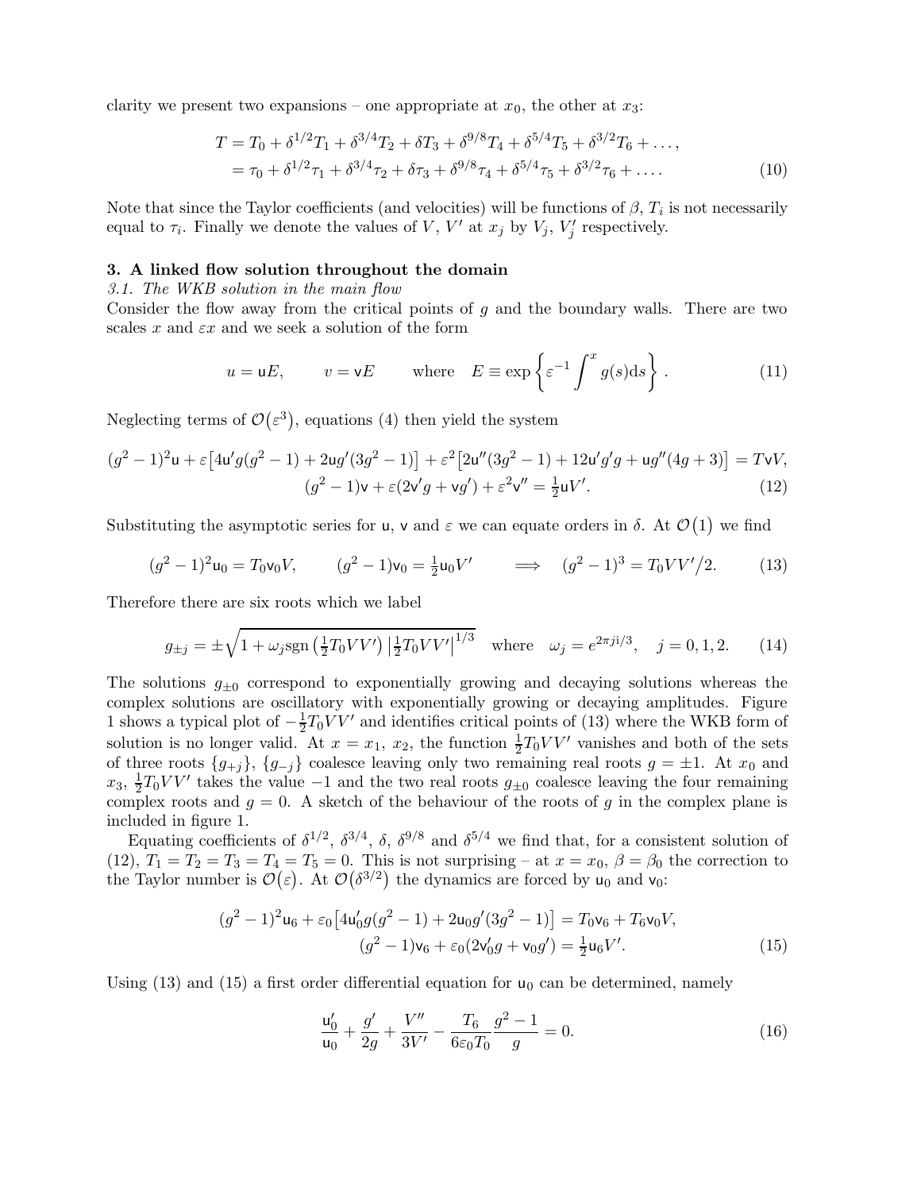clarity we present two expansions – one appropriate at $x_0$, the other at $x_3$:

$$
\begin{aligned}
T &= T_0 + \delta^{1/2}T_1 + \delta^{3/4}T_2 + \delta T_3 + \delta^{9/8}T_4 + \delta^{5/4}T_5 + \delta^{3/2}T_6 + \ldots, \\
&= \tau_0 + \delta^{1/2}\tau_1 + \delta^{3/4}\tau_2 + \delta\tau_3 + \delta^{9/8}\tau_4 + \delta^{5/4}\tau_5 + \delta^{3/2}\tau_6 + \ldots.
\end{aligned} \tag{10}
$$

Note that since the Taylor coefficients (and velocities) will be functions of $\beta$, $T_i$ is not necessarily equal to $\tau_i$. Finally we denote the values of $V$, $V'$ at $x_j$ by $V_j$, $V_j'$ respectively.

## 3. A linked flow solution throughout the domain

### *3.1. The WKB solution in the main flow*

Consider the flow away from the critical points of $g$ and the boundary walls. There are two scales $x$ and $\varepsilon x$ and we seek a solution of the form

$$
u = \mathsf{u}E, \qquad v = \mathsf{v}E \qquad \text{where} \quad E \equiv \exp\left\{\varepsilon^{-1}\int^x g(s)\mathrm{d}s\right\}. \tag{11}
$$

Neglecting terms of $\mathcal{O}(\varepsilon^3)$, equations (4) then yield the system

$$
\begin{aligned}
(g^2-1)^2\mathsf{u} + \varepsilon\left[4\mathsf{u}'g(g^2-1) + 2\mathsf{u}g'(3g^2-1)\right] + \varepsilon^2\left[2\mathsf{u}''(3g^2-1) + 12\mathsf{u}'g'g + \mathsf{u}g''(4g+3)\right] &= T\mathsf{v}V, \\
(g^2-1)\mathsf{v} + \varepsilon(2\mathsf{v}'g + \mathsf{v}g') + \varepsilon^2\mathsf{v}'' &= \tfrac{1}{2}\mathsf{u}V'.
\end{aligned} \tag{12}
$$

Substituting the asymptotic series for $\mathsf{u}$, $\mathsf{v}$ and $\varepsilon$ we can equate orders in $\delta$. At $\mathcal{O}(1)$ we find

$$
(g^2-1)^2\mathsf{u}_0 = T_0\mathsf{v}_0V, \qquad (g^2-1)\mathsf{v}_0 = \tfrac{1}{2}\mathsf{u}_0V' \qquad \Longrightarrow \quad (g^2-1)^3 = T_0VV'/2. \tag{13}
$$

Therefore there are six roots which we label

$$
g_{\pm j} = \pm\sqrt{1 + \omega_j \operatorname{sgn}\left(\tfrac{1}{2}T_0VV'\right)\left|\tfrac{1}{2}T_0VV'\right|^{1/3}} \quad \text{where} \quad \omega_j = e^{2\pi j\mathrm{i}/3}, \quad j = 0, 1, 2. \tag{14}
$$

The solutions $g_{\pm 0}$ correspond to exponentially growing and decaying solutions whereas the complex solutions are oscillatory with exponentially growing or decaying amplitudes. Figure 1 shows a typical plot of $-\frac{1}{2}T_0VV'$ and identifies critical points of (13) where the WKB form of solution is no longer valid. At $x = x_1$, $x_2$, the function $\frac{1}{2}T_0VV'$ vanishes and both of the sets of three roots $\{g_{+j}\}$, $\{g_{-j}\}$ coalesce leaving only two remaining real roots $g = \pm 1$. At $x_0$ and $x_3$, $\frac{1}{2}T_0VV'$ takes the value $-1$ and the two real roots $g_{\pm 0}$ coalesce leaving the four remaining complex roots and $g = 0$. A sketch of the behaviour of the roots of $g$ in the complex plane is included in figure 1.

Equating coefficients of $\delta^{1/2}$, $\delta^{3/4}$, $\delta$, $\delta^{9/8}$ and $\delta^{5/4}$ we find that, for a consistent solution of (12), $T_1 = T_2 = T_3 = T_4 = T_5 = 0$. This is not surprising – at $x = x_0$, $\beta = \beta_0$ the correction to the Taylor number is $\mathcal{O}(\varepsilon)$. At $\mathcal{O}(\delta^{3/2})$ the dynamics are forced by $\mathsf{u}_0$ and $\mathsf{v}_0$:

$$
\begin{aligned}
(g^2-1)^2\mathsf{u}_6 + \varepsilon_0\left[4\mathsf{u}_0'g(g^2-1) + 2\mathsf{u}_0g'(3g^2-1)\right] &= T_0\mathsf{v}_6 + T_6\mathsf{v}_0V, \\
(g^2-1)\mathsf{v}_6 + \varepsilon_0(2\mathsf{v}_0'g + \mathsf{v}_0g') &= \tfrac{1}{2}\mathsf{u}_6V'.
\end{aligned} \tag{15}
$$

Using (13) and (15) a first order differential equation for $\mathsf{u}_0$ can be determined, namely

$$
\frac{\mathsf{u}_0'}{\mathsf{u}_0} + \frac{g'}{2g} + \frac{V''}{3V'} - \frac{T_6}{6\varepsilon_0T_0}\frac{g^2-1}{g} = 0. \tag{16}
$$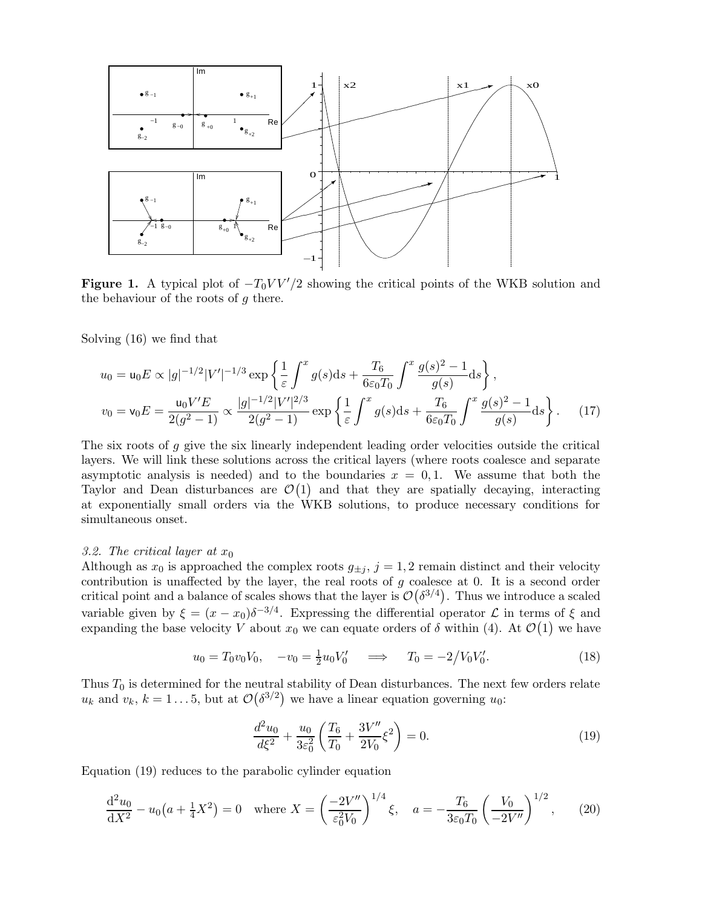**Figure 1.** A typical plot of $-T_0VV'/2$ showing the critical points of the WKB solution and the behaviour of the roots of $g$ there.

Solving (16) we find that

$$u_0 = \mathsf{u}_0 E \propto |g|^{-1/2}|V'|^{-1/3} \exp\left\{\frac{1}{\varepsilon}\int^x g(s)\mathrm{d}s + \frac{T_6}{6\varepsilon_0 T_0}\int^x \frac{g(s)^2-1}{g(s)}\mathrm{d}s\right\},$$
$$v_0 = \mathsf{v}_0 E = \frac{\mathsf{u}_0 V' E}{2(g^2-1)} \propto \frac{|g|^{-1/2}|V'|^{2/3}}{2(g^2-1)} \exp\left\{\frac{1}{\varepsilon}\int^x g(s)\mathrm{d}s + \frac{T_6}{6\varepsilon_0 T_0}\int^x \frac{g(s)^2-1}{g(s)}\mathrm{d}s\right\}. \tag{17}$$

The six roots of $g$ give the six linearly independent leading order velocities outside the critical layers. We will link these solutions across the critical layers (where roots coalesce and separate asymptotic analysis is needed) and to the boundaries $x = 0, 1$. We assume that both the Taylor and Dean disturbances are $\mathcal{O}(1)$ and that they are spatially decaying, interacting at exponentially small orders via the WKB solutions, to produce necessary conditions for simultaneous onset.

*3.2. The critical layer at $x_0$*

Although as $x_0$ is approached the complex roots $g_{\pm j}$, $j = 1, 2$ remain distinct and their velocity contribution is unaffected by the layer, the real roots of $g$ coalesce at 0. It is a second order critical point and a balance of scales shows that the layer is $\mathcal{O}(\delta^{3/4})$. Thus we introduce a scaled variable given by $\xi = (x - x_0)\delta^{-3/4}$. Expressing the differential operator $\mathcal{L}$ in terms of $\xi$ and expanding the base velocity $V$ about $x_0$ we can equate orders of $\delta$ within (4). At $\mathcal{O}(1)$ we have

$$u_0 = T_0 v_0 V_0, \quad -v_0 = \tfrac{1}{2}u_0 V_0' \quad \Longrightarrow \quad T_0 = -2\big/V_0 V_0'. \tag{18}$$

Thus $T_0$ is determined for the neutral stability of Dean disturbances. The next few orders relate $u_k$ and $v_k$, $k = 1 \ldots 5$, but at $\mathcal{O}(\delta^{3/2})$ we have a linear equation governing $u_0$:

$$\frac{d^2u_0}{d\xi^2} + \frac{u_0}{3\varepsilon_0^2}\left(\frac{T_6}{T_0} + \frac{3V''}{2V_0}\xi^2\right) = 0. \tag{19}$$

Equation (19) reduces to the parabolic cylinder equation

$$\frac{\mathrm{d}^2u_0}{\mathrm{d}X^2} - u_0\big(a + \tfrac{1}{4}X^2\big) = 0 \quad \text{where } X = \left(\frac{-2V''}{\varepsilon_0^2 V_0}\right)^{1/4}\xi, \quad a = -\frac{T_6}{3\varepsilon_0 T_0}\left(\frac{V_0}{-2V''}\right)^{1/2}, \tag{20}$$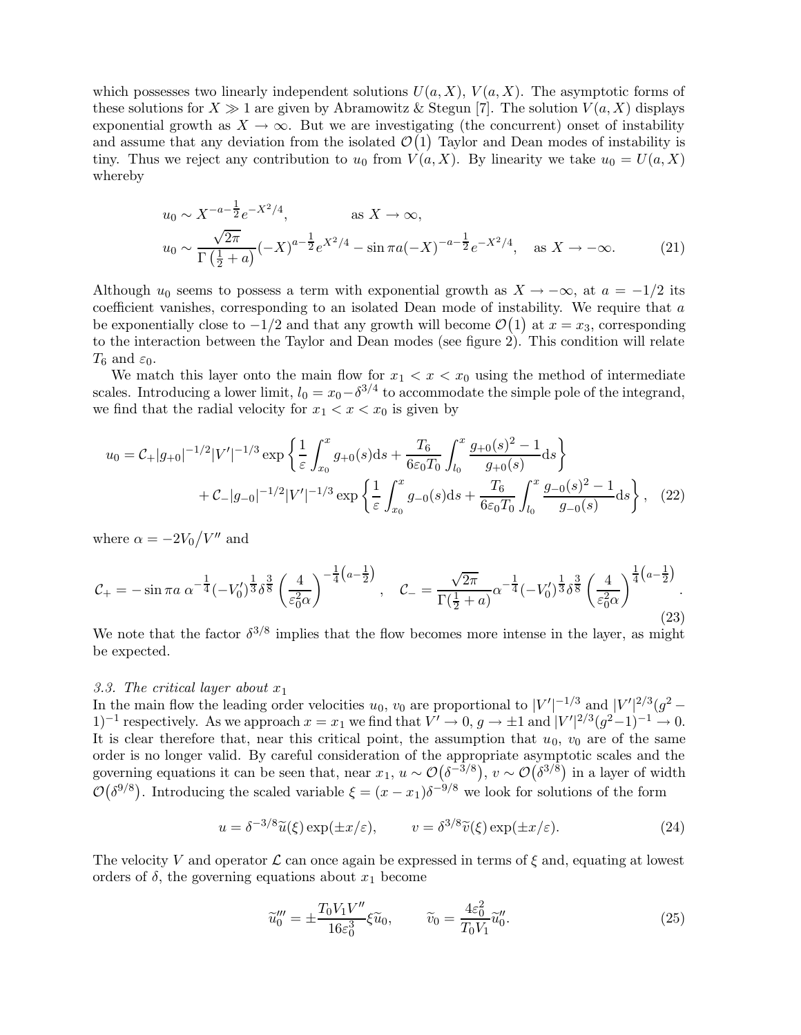which possesses two linearly independent solutions $U(a, X)$, $V(a, X)$. The asymptotic forms of these solutions for $X \gg 1$ are given by Abramowitz & Stegun [7]. The solution $V(a, X)$ displays exponential growth as $X \to \infty$. But we are investigating (the concurrent) onset of instability and assume that any deviation from the isolated $\mathcal{O}(1)$ Taylor and Dean modes of instability is tiny. Thus we reject any contribution to $u_0$ from $V(a, X)$. By linearity we take $u_0 = U(a, X)$ whereby

$$
\begin{aligned}
u_0 &\sim X^{-a-\frac{1}{2}} e^{-X^2/4}, \qquad\qquad \text{as } X \to \infty, \\
u_0 &\sim \frac{\sqrt{2\pi}}{\Gamma\left(\frac{1}{2}+a\right)} (-X)^{a-\frac{1}{2}} e^{X^2/4} - \sin \pi a (-X)^{-a-\frac{1}{2}} e^{-X^2/4}, \quad \text{as } X \to -\infty.
\end{aligned} \tag{21}
$$

Although $u_0$ seems to possess a term with exponential growth as $X \to -\infty$, at $a = -1/2$ its coefficient vanishes, corresponding to an isolated Dean mode of instability. We require that $a$ be exponentially close to $-1/2$ and that any growth will become $\mathcal{O}(1)$ at $x = x_3$, corresponding to the interaction between the Taylor and Dean modes (see figure 2). This condition will relate $T_6$ and $\varepsilon_0$.

We match this layer onto the main flow for $x_1 < x < x_0$ using the method of intermediate scales. Introducing a lower limit, $l_0 = x_0 - \delta^{3/4}$ to accommodate the simple pole of the integrand, we find that the radial velocity for $x_1 < x < x_0$ is given by

$$
\begin{aligned}
u_0 = \mathcal{C}_+ |g_{+0}|^{-1/2} |V'|^{-1/3} \exp\left\{ \frac{1}{\varepsilon} \int_{x_0}^{x} g_{+0}(s) \mathrm{d}s + \frac{T_6}{6\varepsilon_0 T_0} \int_{l_0}^{x} \frac{g_{+0}(s)^2 - 1}{g_{+0}(s)} \mathrm{d}s \right\} \\
+ \mathcal{C}_- |g_{-0}|^{-1/2} |V'|^{-1/3} \exp\left\{ \frac{1}{\varepsilon} \int_{x_0}^{x} g_{-0}(s) \mathrm{d}s + \frac{T_6}{6\varepsilon_0 T_0} \int_{l_0}^{x} \frac{g_{-0}(s)^2 - 1}{g_{-0}(s)} \mathrm{d}s \right\},
\end{aligned} \tag{22}
$$

where $\alpha = -2V_0 / V''$ and

$$
\mathcal{C}_+ = -\sin \pi a \; \alpha^{-\frac{1}{4}} (-V_0')^{\frac{1}{3}} \delta^{\frac{3}{8}} \left( \frac{4}{\varepsilon_0^2 \alpha} \right)^{-\frac{1}{4}\left(a - \frac{1}{2}\right)}, \quad \mathcal{C}_- = \frac{\sqrt{2\pi}}{\Gamma(\frac{1}{2}+a)} \alpha^{-\frac{1}{4}} (-V_0')^{\frac{1}{3}} \delta^{\frac{3}{8}} \left( \frac{4}{\varepsilon_0^2 \alpha} \right)^{\frac{1}{4}\left(a - \frac{1}{2}\right)}. \tag{23}
$$

We note that the factor $\delta^{3/8}$ implies that the flow becomes more intense in the layer, as might be expected.

### *3.3. The critical layer about $x_1$*

In the main flow the leading order velocities $u_0$, $v_0$ are proportional to $|V'|^{-1/3}$ and $|V'|^{2/3}(g^2 - 1)^{-1}$ respectively. As we approach $x = x_1$ we find that $V' \to 0$, $g \to \pm 1$ and $|V'|^{2/3}(g^2-1)^{-1} \to 0$. It is clear therefore that, near this critical point, the assumption that $u_0$, $v_0$ are of the same order is no longer valid. By careful consideration of the appropriate asymptotic scales and the governing equations it can be seen that, near $x_1$, $u \sim \mathcal{O}(\delta^{-3/8})$, $v \sim \mathcal{O}(\delta^{3/8})$ in a layer of width $\mathcal{O}(\delta^{9/8})$. Introducing the scaled variable $\xi = (x - x_1)\delta^{-9/8}$ we look for solutions of the form

$$
u = \delta^{-3/8} \widetilde{u}(\xi) \exp(\pm x/\varepsilon), \qquad v = \delta^{3/8} \widetilde{v}(\xi) \exp(\pm x/\varepsilon). \tag{24}
$$

The velocity $V$ and operator $\mathcal{L}$ can once again be expressed in terms of $\xi$ and, equating at lowest orders of $\delta$, the governing equations about $x_1$ become

$$
\widetilde{u}_0''' = \pm \frac{T_0 V_1 V''}{16\varepsilon_0^3} \xi \widetilde{u}_0, \qquad \widetilde{v}_0 = \frac{4\varepsilon_0^2}{T_0 V_1} \widetilde{u}_0''. \tag{25}
$$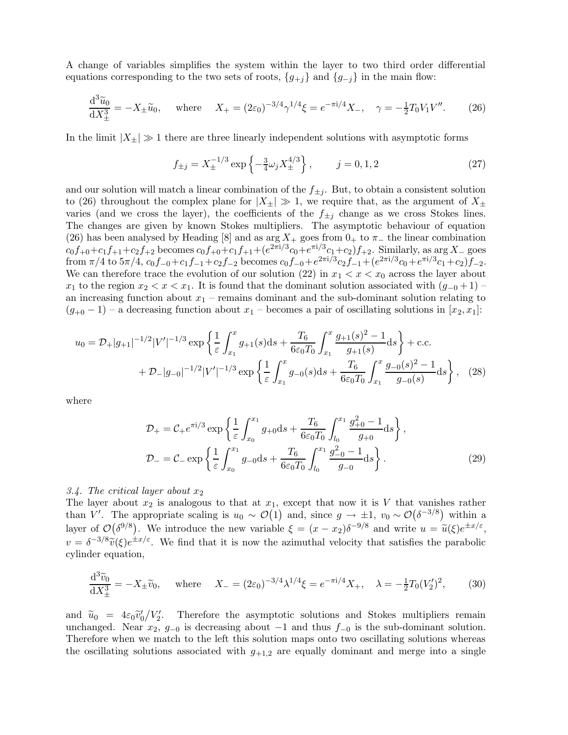A change of variables simplifies the system within the layer to two third order differential equations corresponding to the two sets of roots, $\{g_{+j}\}$ and $\{g_{-j}\}$ in the main flow:

$$\frac{\mathrm{d}^3\widetilde{u}_0}{\mathrm{d}X_\pm^3} = -X_\pm \widetilde{u}_0, \quad \text{where} \quad X_+ = (2\varepsilon_0)^{-3/4}\gamma^{1/4}\xi = e^{-\pi\mathrm{i}/4}X_-, \quad \gamma = -\tfrac{1}{2}T_0 V_1 V''. \tag{26}$$

In the limit $|X_\pm| \gg 1$ there are three linearly independent solutions with asymptotic forms

$$f_{\pm j} = X_\pm^{-1/3}\exp\left\{-\tfrac{3}{4}\omega_j X_\pm^{4/3}\right\}, \qquad j = 0,1,2 \tag{27}$$

and our solution will match a linear combination of the $f_{\pm j}$. But, to obtain a consistent solution to (26) throughout the complex plane for $|X_\pm| \gg 1$, we require that, as the argument of $X_\pm$ varies (and we cross the layer), the coefficients of the $f_{\pm j}$ change as we cross Stokes lines. The changes are given by known Stokes multipliers. The asymptotic behaviour of equation (26) has been analysed by Heading [8] and as $\arg X_+$ goes from $0_+$ to $\pi_-$ the linear combination $c_0 f_{+0} + c_1 f_{+1} + c_2 f_{+2}$ becomes $c_0 f_{+0} + c_1 f_{+1} + (e^{2\pi\mathrm{i}/3}c_0 + e^{\pi\mathrm{i}/3}c_1 + c_2) f_{+2}$. Similarly, as $\arg X_-$ goes from $\pi/4$ to $5\pi/4$, $c_0 f_{-0} + c_1 f_{-1} + c_2 f_{-2}$ becomes $c_0 f_{-0} + e^{2\pi\mathrm{i}/3}c_2 f_{-1} + (e^{2\pi\mathrm{i}/3}c_0 + e^{\pi\mathrm{i}/3}c_1 + c_2) f_{-2}$. We can therefore trace the evolution of our solution (22) in $x_1 < x < x_0$ across the layer about $x_1$ to the region $x_2 < x < x_1$. It is found that the dominant solution associated with $(g_{-0}+1)$ – an increasing function about $x_1$ – remains dominant and the sub-dominant solution relating to $(g_{+0}-1)$ – a decreasing function about $x_1$ – becomes a pair of oscillating solutions in $[x_2, x_1]$:

$$\begin{aligned} u_0 = {} & \mathcal{D}_+ |g_{+1}|^{-1/2}|V'|^{-1/3}\exp\left\{\frac{1}{\varepsilon}\int_{x_1}^{x} g_{+1}(s)\mathrm{d}s + \frac{T_6}{6\varepsilon_0 T_0}\int_{x_1}^{x}\frac{g_{+1}(s)^2-1}{g_{+1}(s)}\mathrm{d}s\right\} + \text{c.c.} \\ & + \mathcal{D}_- |g_{-0}|^{-1/2}|V'|^{-1/3}\exp\left\{\frac{1}{\varepsilon}\int_{x_1}^{x} g_{-0}(s)\mathrm{d}s + \frac{T_6}{6\varepsilon_0 T_0}\int_{x_1}^{x}\frac{g_{-0}(s)^2-1}{g_{-0}(s)}\mathrm{d}s\right\}, \end{aligned} \tag{28}$$

where

$$\begin{aligned} \mathcal{D}_+ &= \mathcal{C}_+ e^{\pi\mathrm{i}/3}\exp\left\{\frac{1}{\varepsilon}\int_{x_0}^{x_1} g_{+0}\mathrm{d}s + \frac{T_6}{6\varepsilon_0 T_0}\int_{l_0}^{x_1}\frac{g_{+0}^2-1}{g_{+0}}\mathrm{d}s\right\}, \\ \mathcal{D}_- &= \mathcal{C}_- \exp\left\{\frac{1}{\varepsilon}\int_{x_0}^{x_1} g_{-0}\mathrm{d}s + \frac{T_6}{6\varepsilon_0 T_0}\int_{l_0}^{x_1}\frac{g_{-0}^2-1}{g_{-0}}\mathrm{d}s\right\}. \end{aligned} \tag{29}$$

### *3.4. The critical layer about $x_2$*

The layer about $x_2$ is analogous to that at $x_1$, except that now it is $V$ that vanishes rather than $V'$. The appropriate scaling is $u_0 \sim \mathcal{O}(1)$ and, since $g \to \pm 1$, $v_0 \sim \mathcal{O}(\delta^{-3/8})$ within a layer of $\mathcal{O}(\delta^{9/8})$. We introduce the new variable $\xi = (x - x_2)\delta^{-9/8}$ and write $u = \widetilde{u}(\xi)e^{\pm x/\varepsilon}$, $v = \delta^{-3/8}\widetilde{v}(\xi)e^{\pm x/\varepsilon}$. We find that it is now the azimuthal velocity that satisfies the parabolic cylinder equation,

$$\frac{\mathrm{d}^3\widetilde{v}_0}{\mathrm{d}X_\pm^3} = -X_\pm \widetilde{v}_0, \quad \text{where} \quad X_- = (2\varepsilon_0)^{-3/4}\lambda^{1/4}\xi = e^{-\pi\mathrm{i}/4}X_+, \quad \lambda = -\tfrac{1}{2}T_0 (V_2')^2, \tag{30}$$

and $\widetilde{u}_0 = 4\varepsilon_0 \widetilde{v}_0'/V_2'$. Therefore the asymptotic solutions and Stokes multipliers remain unchanged. Near $x_2$, $g_{-0}$ is decreasing about $-1$ and thus $f_{-0}$ is the sub-dominant solution. Therefore when we match to the left this solution maps onto two oscillating solutions whereas the oscillating solutions associated with $g_{+1,2}$ are equally dominant and merge into a single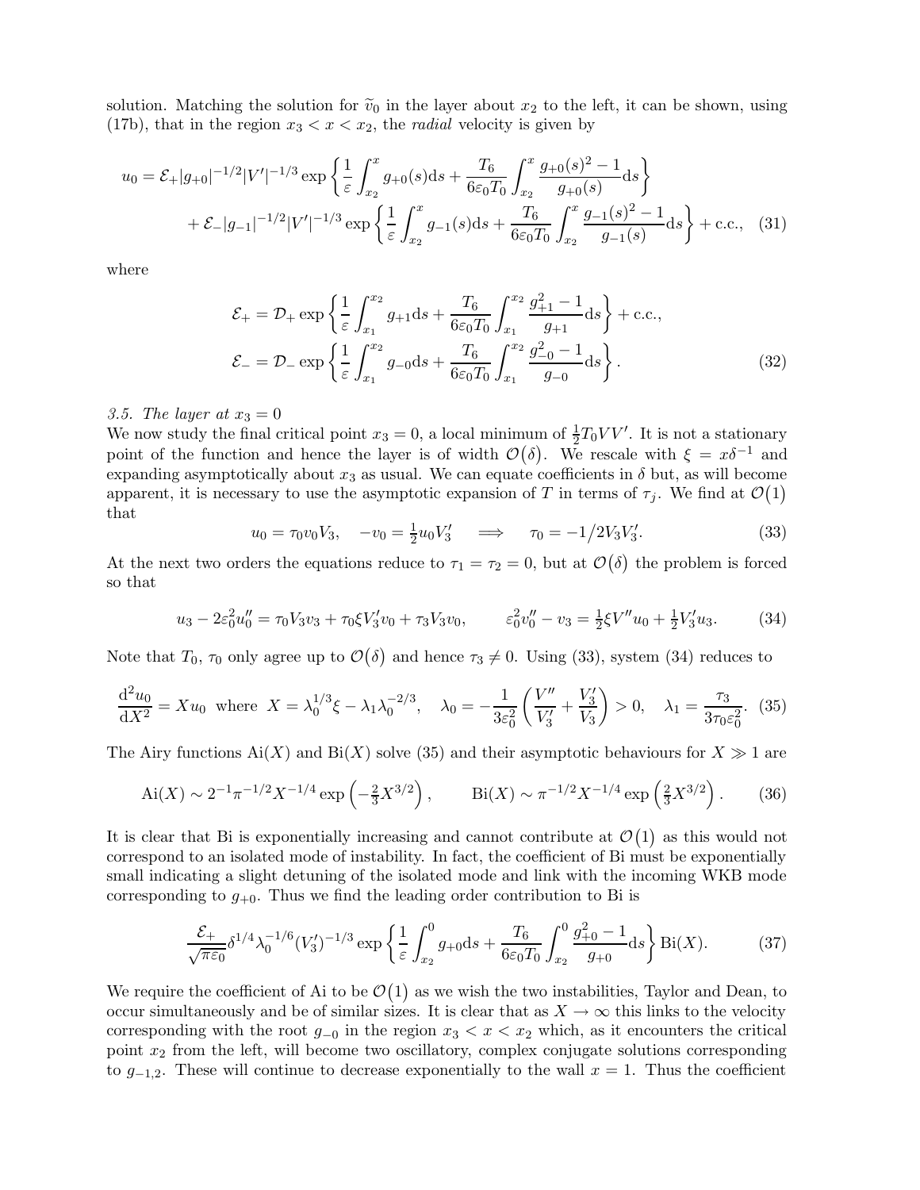solution. Matching the solution for $\widetilde{v}_0$ in the layer about $x_2$ to the left, it can be shown, using (17b), that in the region $x_3 < x < x_2$, the *radial* velocity is given by

$$
\begin{aligned}
u_0 = \mathcal{E}_+ |g_{+0}|^{-1/2} |V'|^{-1/3} \exp\left\{ \frac{1}{\varepsilon} \int_{x_2}^{x} g_{+0}(s) \mathrm{d}s + \frac{T_6}{6\varepsilon_0 T_0} \int_{x_2}^{x} \frac{g_{+0}(s)^2 - 1}{g_{+0}(s)} \mathrm{d}s \right\} \\
+ \mathcal{E}_- |g_{-1}|^{-1/2} |V'|^{-1/3} \exp\left\{ \frac{1}{\varepsilon} \int_{x_2}^{x} g_{-1}(s) \mathrm{d}s + \frac{T_6}{6\varepsilon_0 T_0} \int_{x_2}^{x} \frac{g_{-1}(s)^2 - 1}{g_{-1}(s)} \mathrm{d}s \right\} + \text{c.c.}, \quad (31)
\end{aligned}
$$

where

$$
\begin{aligned}
\mathcal{E}_+ &= \mathcal{D}_+ \exp\left\{ \frac{1}{\varepsilon} \int_{x_1}^{x_2} g_{+1} \mathrm{d}s + \frac{T_6}{6\varepsilon_0 T_0} \int_{x_1}^{x_2} \frac{g_{+1}^2 - 1}{g_{+1}} \mathrm{d}s \right\} + \text{c.c.}, \\
\mathcal{E}_- &= \mathcal{D}_- \exp\left\{ \frac{1}{\varepsilon} \int_{x_1}^{x_2} g_{-0} \mathrm{d}s + \frac{T_6}{6\varepsilon_0 T_0} \int_{x_1}^{x_2} \frac{g_{-0}^2 - 1}{g_{-0}} \mathrm{d}s \right\}. \quad (32)
\end{aligned}
$$

*3.5. The layer at $x_3 = 0$*

We now study the final critical point $x_3 = 0$, a local minimum of $\frac{1}{2}T_0 VV'$. It is not a stationary point of the function and hence the layer is of width $\mathcal{O}(\delta)$. We rescale with $\xi = x\delta^{-1}$ and expanding asymptotically about $x_3$ as usual. We can equate coefficients in $\delta$ but, as will become apparent, it is necessary to use the asymptotic expansion of $T$ in terms of $\tau_j$. We find at $\mathcal{O}(1)$ that

$$
u_0 = \tau_0 v_0 V_3, \quad -v_0 = \tfrac{1}{2} u_0 V_3' \quad \Longrightarrow \quad \tau_0 = -1/2V_3 V_3'. \quad (33)
$$

At the next two orders the equations reduce to $\tau_1 = \tau_2 = 0$, but at $\mathcal{O}(\delta)$ the problem is forced so that

$$
u_3 - 2\varepsilon_0^2 u_0'' = \tau_0 V_3 v_3 + \tau_0 \xi V_3' v_0 + \tau_3 V_3 v_0, \qquad \varepsilon_0^2 v_0'' - v_3 = \tfrac{1}{2}\xi V'' u_0 + \tfrac{1}{2} V_3' u_3. \quad (34)
$$

Note that $T_0$, $\tau_0$ only agree up to $\mathcal{O}(\delta)$ and hence $\tau_3 \neq 0$. Using (33), system (34) reduces to

$$
\frac{\mathrm{d}^2 u_0}{\mathrm{d}X^2} = X u_0 \ \text{ where } \ X = \lambda_0^{1/3}\xi - \lambda_1 \lambda_0^{-2/3}, \quad \lambda_0 = -\frac{1}{3\varepsilon_0^2}\left(\frac{V''}{V_3'} + \frac{V_3'}{V_3}\right) > 0, \quad \lambda_1 = \frac{\tau_3}{3\tau_0 \varepsilon_0^2}. \quad (35)
$$

The Airy functions $\mathrm{Ai}(X)$ and $\mathrm{Bi}(X)$ solve (35) and their asymptotic behaviours for $X \gg 1$ are

$$
\mathrm{Ai}(X) \sim 2^{-1}\pi^{-1/2} X^{-1/4} \exp\left(-\tfrac{2}{3} X^{3/2}\right), \qquad \mathrm{Bi}(X) \sim \pi^{-1/2} X^{-1/4} \exp\left(\tfrac{2}{3} X^{3/2}\right). \quad (36)
$$

It is clear that Bi is exponentially increasing and cannot contribute at $\mathcal{O}(1)$ as this would not correspond to an isolated mode of instability. In fact, the coefficient of Bi must be exponentially small indicating a slight detuning of the isolated mode and link with the incoming WKB mode corresponding to $g_{+0}$. Thus we find the leading order contribution to Bi is

$$
\frac{\mathcal{E}_+}{\sqrt{\pi \varepsilon_0}} \delta^{1/4} \lambda_0^{-1/6} (V_3')^{-1/3} \exp\left\{ \frac{1}{\varepsilon} \int_{x_2}^{0} g_{+0} \mathrm{d}s + \frac{T_6}{6\varepsilon_0 T_0} \int_{x_2}^{0} \frac{g_{+0}^2 - 1}{g_{+0}} \mathrm{d}s \right\} \mathrm{Bi}(X). \quad (37)
$$

We require the coefficient of Ai to be $\mathcal{O}(1)$ as we wish the two instabilities, Taylor and Dean, to occur simultaneously and be of similar sizes. It is clear that as $X \to \infty$ this links to the velocity corresponding with the root $g_{-0}$ in the region $x_3 < x < x_2$ which, as it encounters the critical point $x_2$ from the left, will become two oscillatory, complex conjugate solutions corresponding to $g_{-1,2}$. These will continue to decrease exponentially to the wall $x = 1$. Thus the coefficient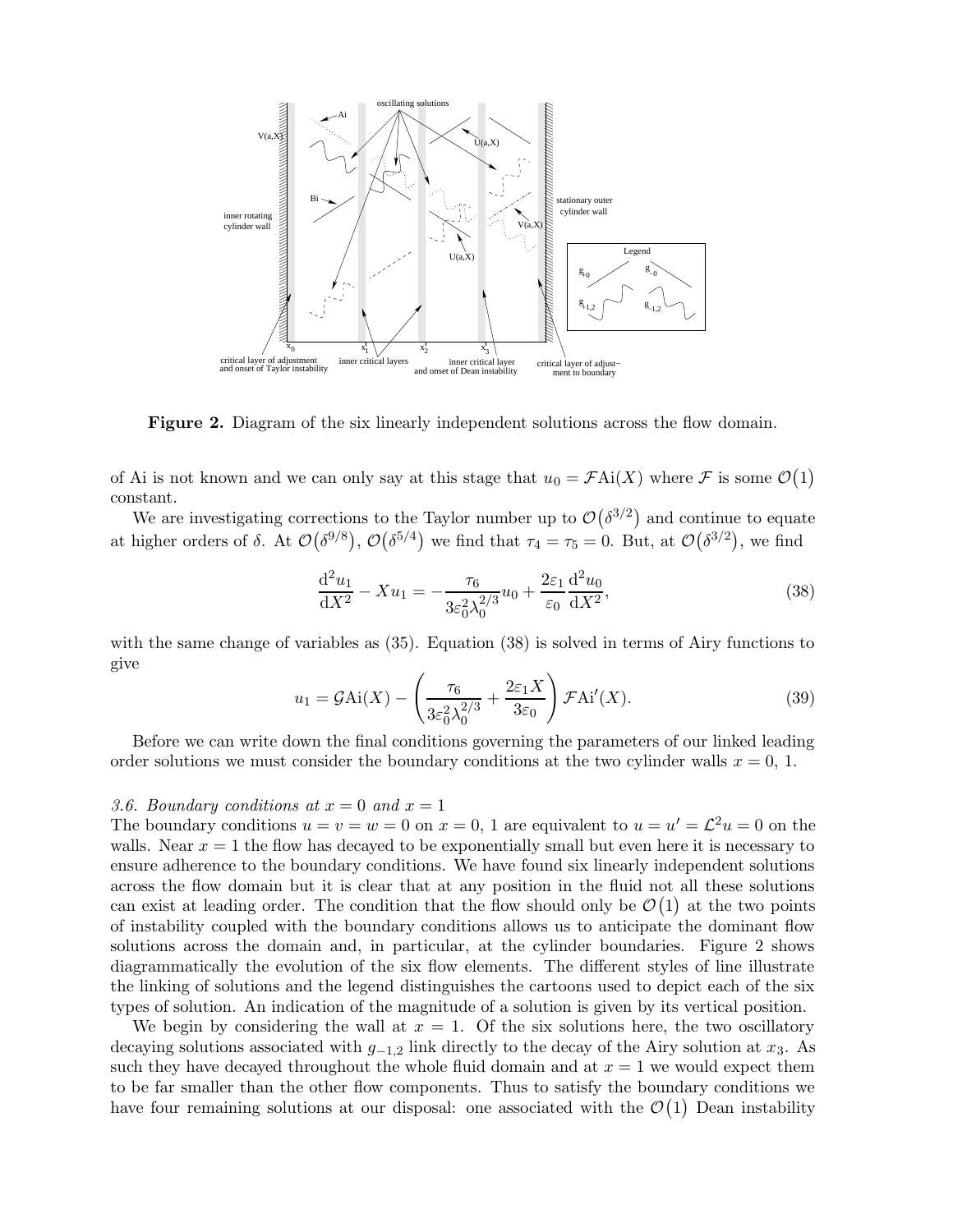**Figure 2.** Diagram of the six linearly independent solutions across the flow domain.

of Ai is not known and we can only say at this stage that $u_0 = \mathcal{F}\mathrm{Ai}(X)$ where $\mathcal{F}$ is some $\mathcal{O}(1)$ constant.

We are investigating corrections to the Taylor number up to $\mathcal{O}(\delta^{3/2})$ and continue to equate at higher orders of $\delta$. At $\mathcal{O}(\delta^{9/8})$, $\mathcal{O}(\delta^{5/4})$ we find that $\tau_4 = \tau_5 = 0$. But, at $\mathcal{O}(\delta^{3/2})$, we find

$$\frac{\mathrm{d}^2 u_1}{\mathrm{d}X^2} - X u_1 = -\frac{\tau_6}{3\varepsilon_0^2 \lambda_0^{2/3}} u_0 + \frac{2\varepsilon_1}{\varepsilon_0}\frac{\mathrm{d}^2 u_0}{\mathrm{d}X^2}, \tag{38}$$

with the same change of variables as (35). Equation (38) is solved in terms of Airy functions to give

$$u_1 = \mathcal{G}\mathrm{Ai}(X) - \left(\frac{\tau_6}{3\varepsilon_0^2 \lambda_0^{2/3}} + \frac{2\varepsilon_1 X}{3\varepsilon_0}\right)\mathcal{F}\mathrm{Ai}'(X). \tag{39}$$

Before we can write down the final conditions governing the parameters of our linked leading order solutions we must consider the boundary conditions at the two cylinder walls $x = 0, 1$.

*3.6. Boundary conditions at $x = 0$ and $x = 1$*

The boundary conditions $u = v = w = 0$ on $x = 0, 1$ are equivalent to $u = u' = \mathcal{L}^2 u = 0$ on the walls. Near $x = 1$ the flow has decayed to be exponentially small but even here it is necessary to ensure adherence to the boundary conditions. We have found six linearly independent solutions across the flow domain but it is clear that at any position in the fluid not all these solutions can exist at leading order. The condition that the flow should only be $\mathcal{O}(1)$ at the two points of instability coupled with the boundary conditions allows us to anticipate the dominant flow solutions across the domain and, in particular, at the cylinder boundaries. Figure 2 shows diagrammatically the evolution of the six flow elements. The different styles of line illustrate the linking of solutions and the legend distinguishes the cartoons used to depict each of the six types of solution. An indication of the magnitude of a solution is given by its vertical position.

We begin by considering the wall at $x = 1$. Of the six solutions here, the two oscillatory decaying solutions associated with $g_{-1,2}$ link directly to the decay of the Airy solution at $x_3$. As such they have decayed throughout the whole fluid domain and at $x = 1$ we would expect them to be far smaller than the other flow components. Thus to satisfy the boundary conditions we have four remaining solutions at our disposal: one associated with the $\mathcal{O}(1)$ Dean instability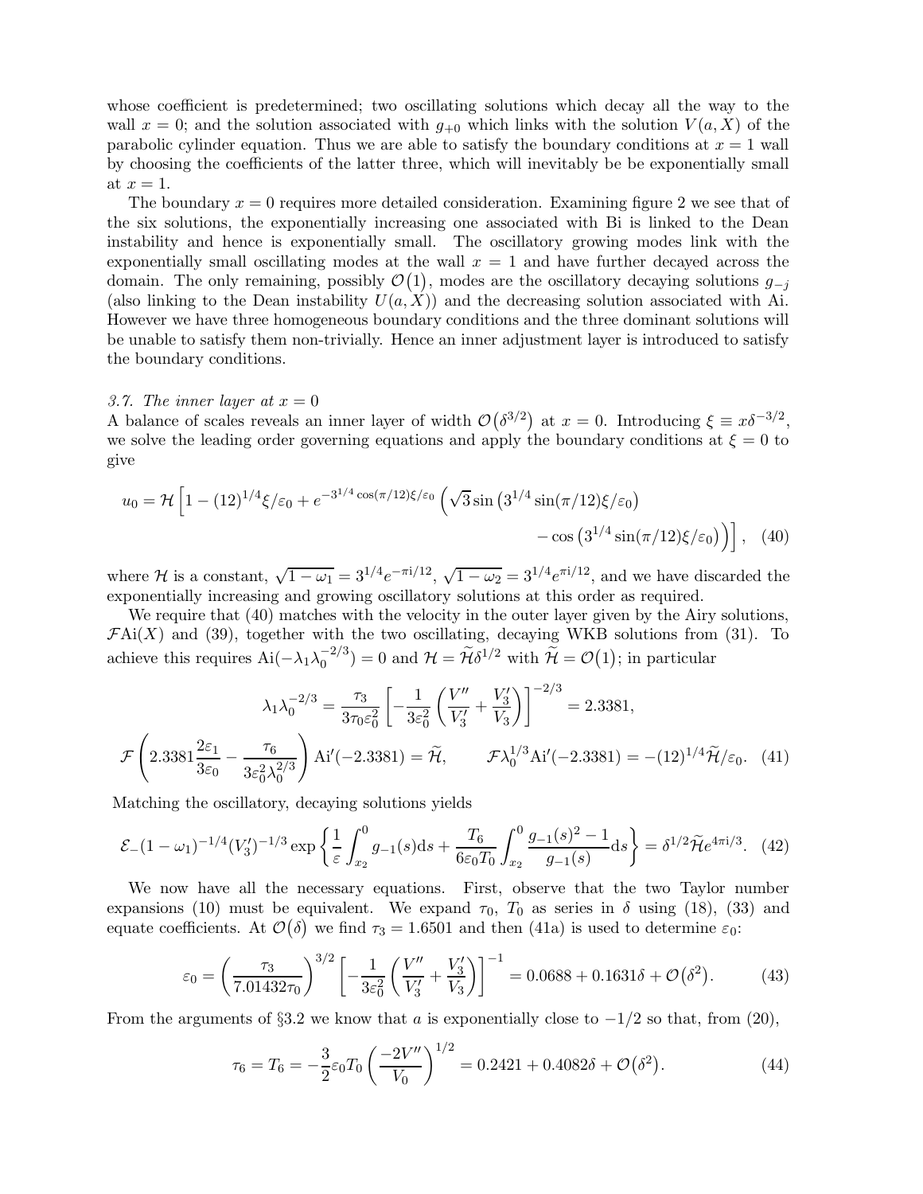whose coefficient is predetermined; two oscillating solutions which decay all the way to the wall $x = 0$; and the solution associated with $g_{+0}$ which links with the solution $V(a, X)$ of the parabolic cylinder equation. Thus we are able to satisfy the boundary conditions at $x = 1$ wall by choosing the coefficients of the latter three, which will inevitably be be exponentially small at $x = 1$.

The boundary $x = 0$ requires more detailed consideration. Examining figure 2 we see that of the six solutions, the exponentially increasing one associated with Bi is linked to the Dean instability and hence is exponentially small. The oscillatory growing modes link with the exponentially small oscillating modes at the wall $x = 1$ and have further decayed across the domain. The only remaining, possibly $\mathcal{O}(1)$, modes are the oscillatory decaying solutions $g_{-j}$ (also linking to the Dean instability $U(a, X)$) and the decreasing solution associated with Ai. However we have three homogeneous boundary conditions and the three dominant solutions will be unable to satisfy them non-trivially. Hence an inner adjustment layer is introduced to satisfy the boundary conditions.

*3.7. The inner layer at $x = 0$*

A balance of scales reveals an inner layer of width $\mathcal{O}(\delta^{3/2})$ at $x = 0$. Introducing $\xi \equiv x\delta^{-3/2}$, we solve the leading order governing equations and apply the boundary conditions at $\xi = 0$ to give

$$u_0 = \mathcal{H}\Big[1 - (12)^{1/4}\xi/\varepsilon_0 + e^{-3^{1/4}\cos(\pi/12)\xi/\varepsilon_0}\Big(\sqrt{3}\sin\big(3^{1/4}\sin(\pi/12)\xi/\varepsilon_0\big) - \cos\big(3^{1/4}\sin(\pi/12)\xi/\varepsilon_0\big)\Big)\Big], \quad (40)$$

where $\mathcal{H}$ is a constant, $\sqrt{1-\omega_1} = 3^{1/4}e^{-\pi i/12}$, $\sqrt{1-\omega_2} = 3^{1/4}e^{\pi i/12}$, and we have discarded the exponentially increasing and growing oscillatory solutions at this order as required.

We require that (40) matches with the velocity in the outer layer given by the Airy solutions, $\mathcal{F}\mathrm{Ai}(X)$ and (39), together with the two oscillating, decaying WKB solutions from (31). To achieve this requires $\mathrm{Ai}(-\lambda_1\lambda_0^{-2/3}) = 0$ and $\mathcal{H} = \widetilde{\mathcal{H}}\delta^{1/2}$ with $\widetilde{\mathcal{H}} = \mathcal{O}(1)$; in particular

$$\lambda_1\lambda_0^{-2/3} = \frac{\tau_3}{3\tau_0\varepsilon_0^2}\left[-\frac{1}{3\varepsilon_0^2}\left(\frac{V''}{V_3'} + \frac{V_3'}{V_3}\right)\right]^{-2/3} = 2.3381,$$

$$\mathcal{F}\left(2.3381\frac{2\varepsilon_1}{3\varepsilon_0} - \frac{\tau_6}{3\varepsilon_0^2\lambda_0^{2/3}}\right)\mathrm{Ai}'(-2.3381) = \widetilde{\mathcal{H}}, \qquad \mathcal{F}\lambda_0^{1/3}\mathrm{Ai}'(-2.3381) = -(12)^{1/4}\widetilde{\mathcal{H}}/\varepsilon_0. \quad (41)$$

Matching the oscillatory, decaying solutions yields

$$\mathcal{E}_-(1-\omega_1)^{-1/4}(V_3')^{-1/3}\exp\left\{\frac{1}{\varepsilon}\int_{x_2}^0 g_{-1}(s)\mathrm{d}s + \frac{T_6}{6\varepsilon_0 T_0}\int_{x_2}^0 \frac{g_{-1}(s)^2 - 1}{g_{-1}(s)}\mathrm{d}s\right\} = \delta^{1/2}\widetilde{\mathcal{H}}e^{4\pi i/3}. \quad (42)$$

We now have all the necessary equations. First, observe that the two Taylor number expansions (10) must be equivalent. We expand $\tau_0$, $T_0$ as series in $\delta$ using (18), (33) and equate coefficients. At $\mathcal{O}(\delta)$ we find $\tau_3 = 1.6501$ and then (41a) is used to determine $\varepsilon_0$:

$$\varepsilon_0 = \left(\frac{\tau_3}{7.01432\tau_0}\right)^{3/2}\left[-\frac{1}{3\varepsilon_0^2}\left(\frac{V''}{V_3'} + \frac{V_3'}{V_3}\right)\right]^{-1} = 0.0688 + 0.1631\delta + \mathcal{O}(\delta^2). \quad (43)$$

From the arguments of §3.2 we know that $a$ is exponentially close to $-1/2$ so that, from (20),

$$\tau_6 = T_6 = -\frac{3}{2}\varepsilon_0 T_0\left(\frac{-2V''}{V_0}\right)^{1/2} = 0.2421 + 0.4082\delta + \mathcal{O}(\delta^2). \quad (44)$$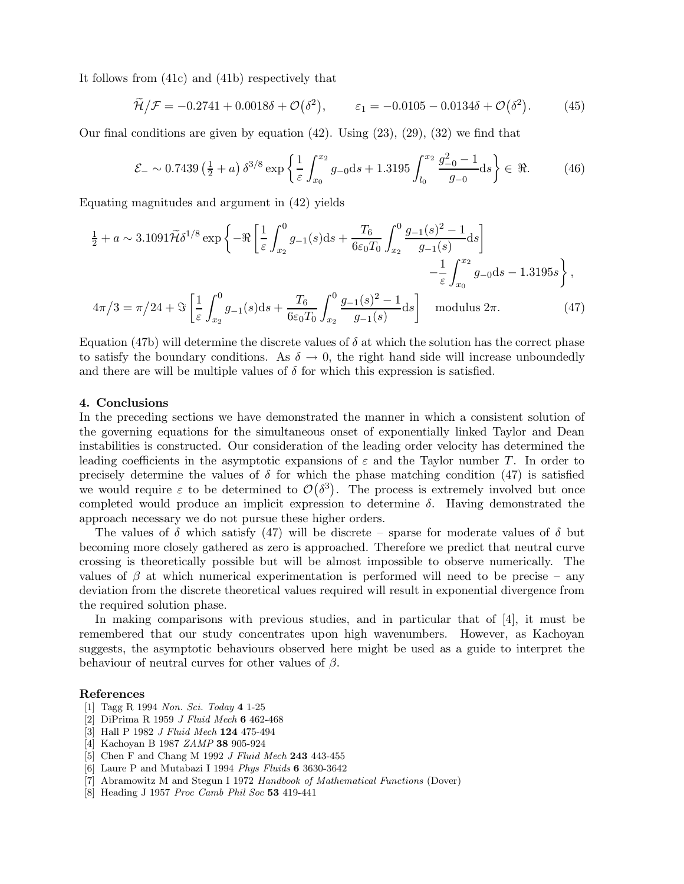It follows from (41c) and (41b) respectively that

$$\widetilde{\mathcal{H}}/\mathcal{F} = -0.2741 + 0.0018\delta + \mathcal{O}\big(\delta^2\big), \qquad \varepsilon_1 = -0.0105 - 0.0134\delta + \mathcal{O}\big(\delta^2\big). \tag{45}$$

Our final conditions are given by equation (42). Using (23), (29), (32) we find that

$$\mathcal{E}_- \sim 0.7439\left(\tfrac{1}{2} + a\right)\delta^{3/8}\exp\left\{\frac{1}{\varepsilon}\int_{x_0}^{x_2} g_{-0}\mathrm{d}s + 1.3195\int_{l_0}^{x_2}\frac{g_{-0}^2 - 1}{g_{-0}}\mathrm{d}s\right\} \in \Re. \tag{46}$$

Equating magnitudes and argument in (42) yields

$$\begin{aligned}
\tfrac{1}{2} + a \sim 3.1091\widetilde{\mathcal{H}}\delta^{1/8}\exp\Bigg\{-\Re\left[\frac{1}{\varepsilon}\int_{x_2}^{0} g_{-1}(s)\mathrm{d}s + \frac{T_6}{6\varepsilon_0 T_0}\int_{x_2}^{0}\frac{g_{-1}(s)^2 - 1}{g_{-1}(s)}\mathrm{d}s\right] \\
- \frac{1}{\varepsilon}\int_{x_0}^{x_2} g_{-0}\mathrm{d}s - 1.3195s\Bigg\}, \\
4\pi/3 = \pi/24 + \Im\left[\frac{1}{\varepsilon}\int_{x_2}^{0} g_{-1}(s)\mathrm{d}s + \frac{T_6}{6\varepsilon_0 T_0}\int_{x_2}^{0}\frac{g_{-1}(s)^2 - 1}{g_{-1}(s)}\mathrm{d}s\right] \quad \text{modulus } 2\pi.
\end{aligned} \tag{47}$$

Equation (47b) will determine the discrete values of $\delta$ at which the solution has the correct phase to satisfy the boundary conditions. As $\delta \to 0$, the right hand side will increase unboundedly and there are will be multiple values of $\delta$ for which this expression is satisfied.

## 4. Conclusions

In the preceding sections we have demonstrated the manner in which a consistent solution of the governing equations for the simultaneous onset of exponentially linked Taylor and Dean instabilities is constructed. Our consideration of the leading order velocity has determined the leading coefficients in the asymptotic expansions of $\varepsilon$ and the Taylor number $T$. In order to precisely determine the values of $\delta$ for which the phase matching condition (47) is satisfied we would require $\varepsilon$ to be determined to $\mathcal{O}\big(\delta^3\big)$. The process is extremely involved but once completed would produce an implicit expression to determine $\delta$. Having demonstrated the approach necessary we do not pursue these higher orders.

The values of $\delta$ which satisfy (47) will be discrete – sparse for moderate values of $\delta$ but becoming more closely gathered as zero is approached. Therefore we predict that neutral curve crossing is theoretically possible but will be almost impossible to observe numerically. The values of $\beta$ at which numerical experimentation is performed will need to be precise – any deviation from the discrete theoretical values required will result in exponential divergence from the required solution phase.

In making comparisons with previous studies, and in particular that of [4], it must be remembered that our study concentrates upon high wavenumbers. However, as Kachoyan suggests, the asymptotic behaviours observed here might be used as a guide to interpret the behaviour of neutral curves for other values of $\beta$.

## References

[1] Tagg R 1994 *Non. Sci. Today* **4** 1-25
[2] DiPrima R 1959 *J Fluid Mech* **6** 462-468
[3] Hall P 1982 *J Fluid Mech* **124** 475-494
[4] Kachoyan B 1987 *ZAMP* **38** 905-924
[5] Chen F and Chang M 1992 *J Fluid Mech* **243** 443-455
[6] Laure P and Mutabazi I 1994 *Phys Fluids* **6** 3630-3642
[7] Abramowitz M and Stegun I 1972 *Handbook of Mathematical Functions* (Dover)
[8] Heading J 1957 *Proc Camb Phil Soc* **53** 419-441